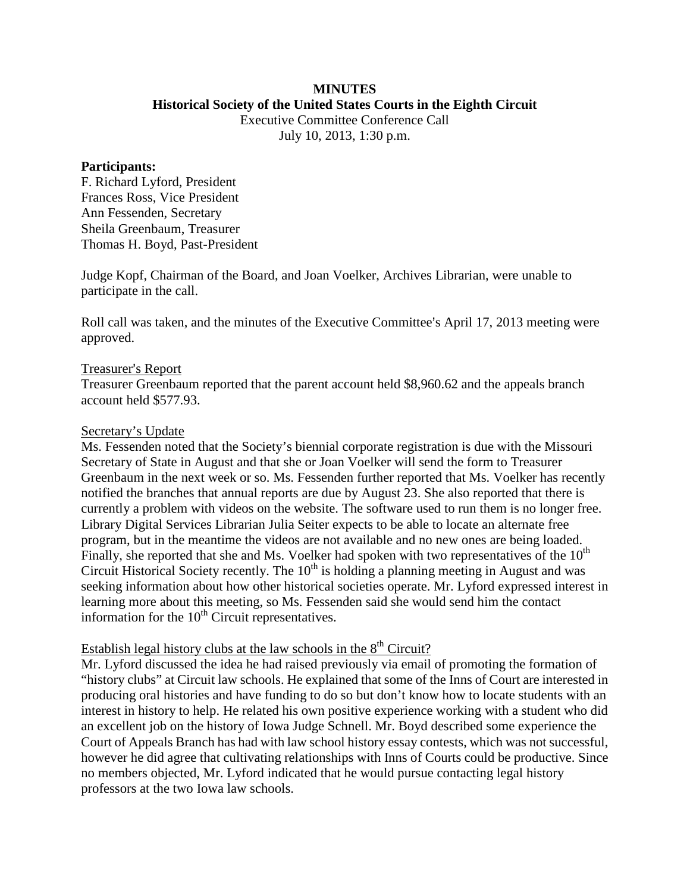**MINUTES**
**Historical Society of the United States Courts in the Eighth Circuit**
Executive Committee Conference Call
July 10, 2013, 1:30 p.m.

**Participants:**
F. Richard Lyford, President
Frances Ross, Vice President
Ann Fessenden, Secretary
Sheila Greenbaum, Treasurer
Thomas H. Boyd, Past-President

Judge Kopf, Chairman of the Board, and Joan Voelker, Archives Librarian, were unable to participate in the call.

Roll call was taken, and the minutes of the Executive Committee's April 17, 2013 meeting were approved.

Treasurer's Report
Treasurer Greenbaum reported that the parent account held $8,960.62 and the appeals branch account held $577.93.

Secretary's Update
Ms. Fessenden noted that the Society's biennial corporate registration is due with the Missouri Secretary of State in August and that she or Joan Voelker will send the form to Treasurer Greenbaum in the next week or so. Ms. Fessenden further reported that Ms. Voelker has recently notified the branches that annual reports are due by August 23. She also reported that there is currently a problem with videos on the website. The software used to run them is no longer free. Library Digital Services Librarian Julia Seiter expects to be able to locate an alternate free program, but in the meantime the videos are not available and no new ones are being loaded. Finally, she reported that she and Ms. Voelker had spoken with two representatives of the 10th Circuit Historical Society recently. The 10th is holding a planning meeting in August and was seeking information about how other historical societies operate. Mr. Lyford expressed interest in learning more about this meeting, so Ms. Fessenden said she would send him the contact information for the 10th Circuit representatives.

Establish legal history clubs at the law schools in the 8th Circuit?
Mr. Lyford discussed the idea he had raised previously via email of promoting the formation of "history clubs" at Circuit law schools. He explained that some of the Inns of Court are interested in producing oral histories and have funding to do so but don't know how to locate students with an interest in history to help. He related his own positive experience working with a student who did an excellent job on the history of Iowa Judge Schnell. Mr. Boyd described some experience the Court of Appeals Branch has had with law school history essay contests, which was not successful, however he did agree that cultivating relationships with Inns of Courts could be productive. Since no members objected, Mr. Lyford indicated that he would pursue contacting legal history professors at the two Iowa law schools.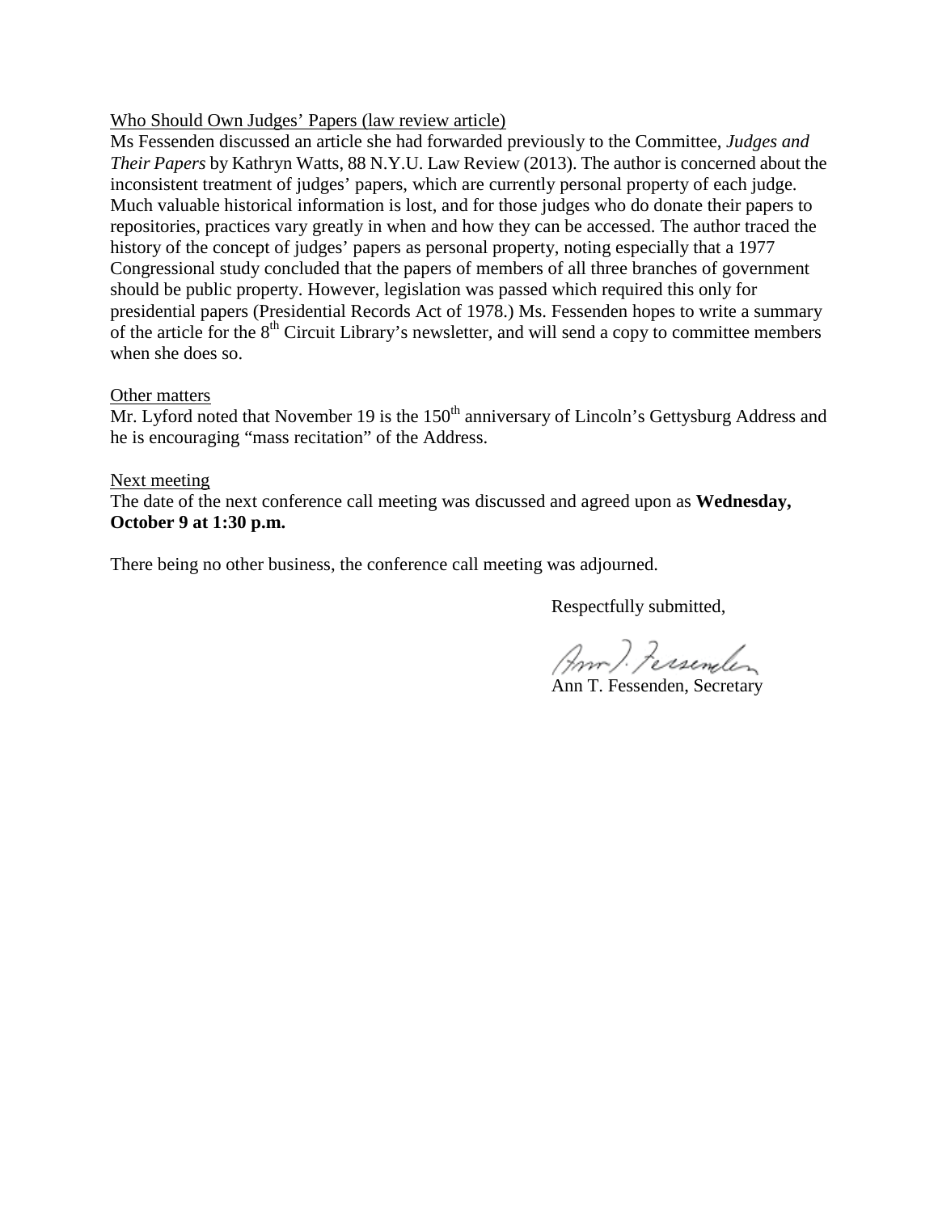<u>Who Should Own Judges' Papers (law review article)</u>

Ms Fessenden discussed an article she had forwarded previously to the Committee, *Judges and Their Papers* by Kathryn Watts, 88 N.Y.U. Law Review (2013). The author is concerned about the inconsistent treatment of judges' papers, which are currently personal property of each judge. Much valuable historical information is lost, and for those judges who do donate their papers to repositories, practices vary greatly in when and how they can be accessed. The author traced the history of the concept of judges' papers as personal property, noting especially that a 1977 Congressional study concluded that the papers of members of all three branches of government should be public property. However, legislation was passed which required this only for presidential papers (Presidential Records Act of 1978.) Ms. Fessenden hopes to write a summary of the article for the 8th Circuit Library's newsletter, and will send a copy to committee members when she does so.

<u>Other matters</u>

Mr. Lyford noted that November 19 is the 150th anniversary of Lincoln's Gettysburg Address and he is encouraging "mass recitation" of the Address.

<u>Next meeting</u>

The date of the next conference call meeting was discussed and agreed upon as **Wednesday, October 9 at 1:30 p.m.**

There being no other business, the conference call meeting was adjourned.

Respectfully submitted,

Ann T. Fessenden

Ann T. Fessenden, Secretary